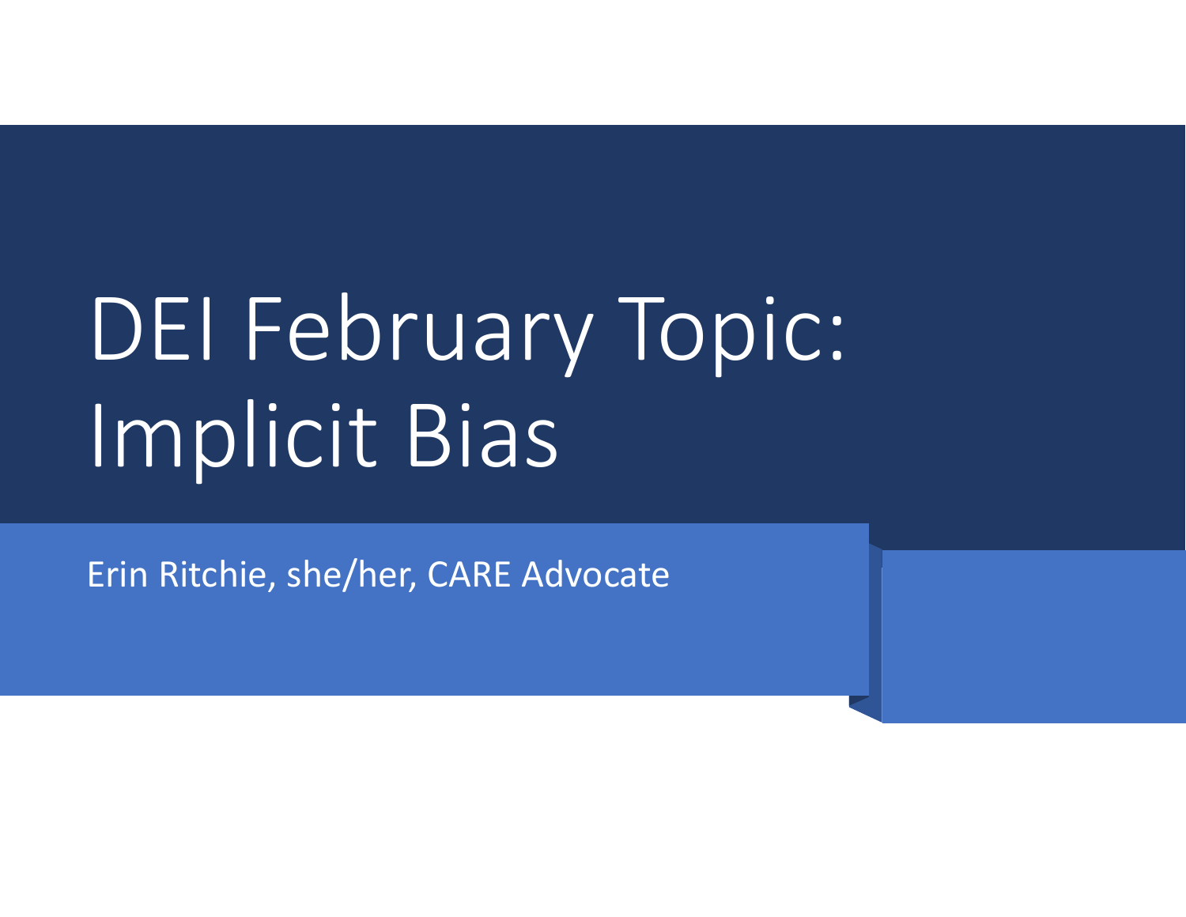# DEI February Topic: Implicit Bias

Erin Ritchie, she/her, CARE Advocate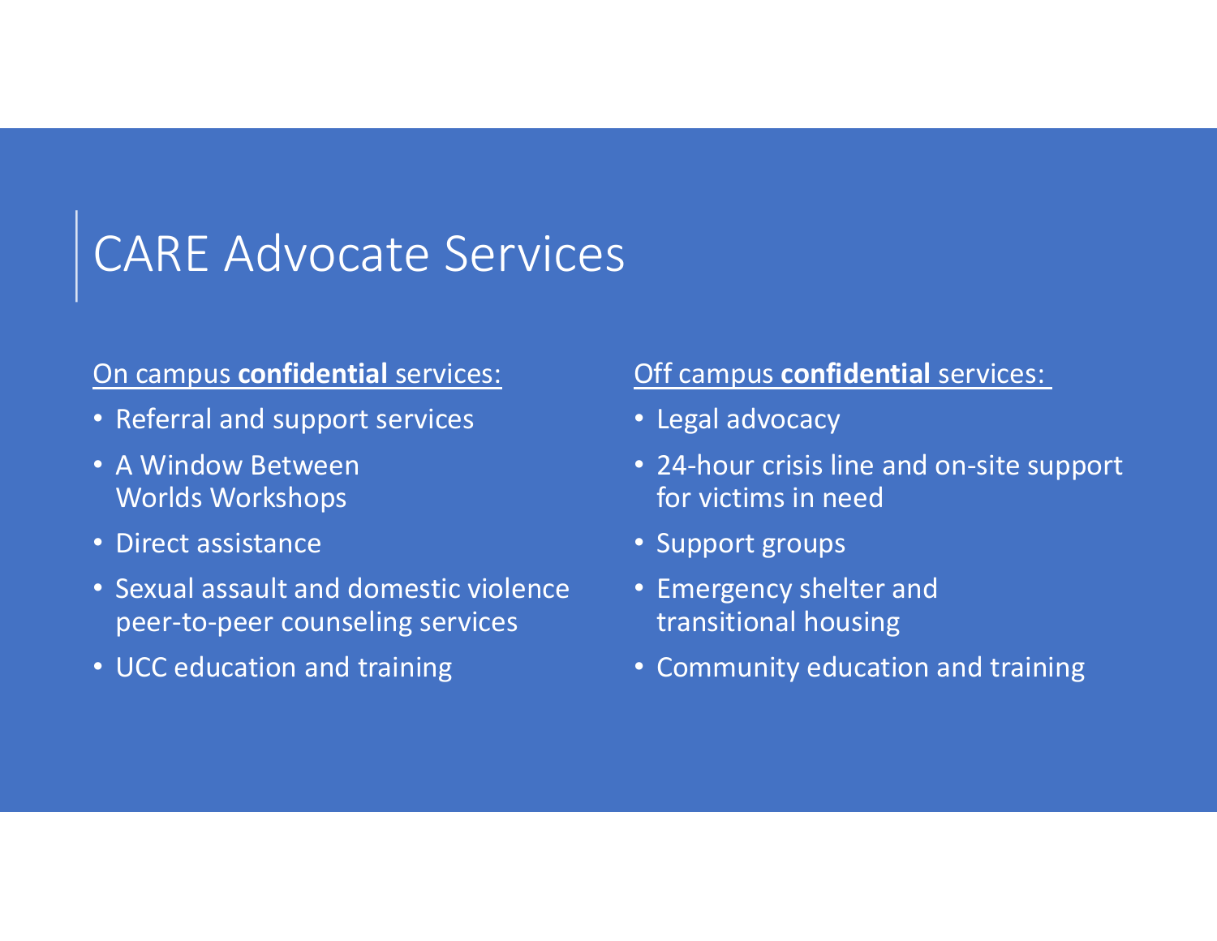# CARE Advocate Services

On campus **confidential** services:

- Referral and support services
- A Window Between Worlds Workshops
- Direct assistance
- Sexual assault and domestic violence peer-to-peer counseling services
- UCC education and training

Off campus **confidential** services:

- Legal advocacy
- 24-hour crisis line and on-site support for victims in need
- Support groups
- Emergency shelter and transitional housing
- Community education and training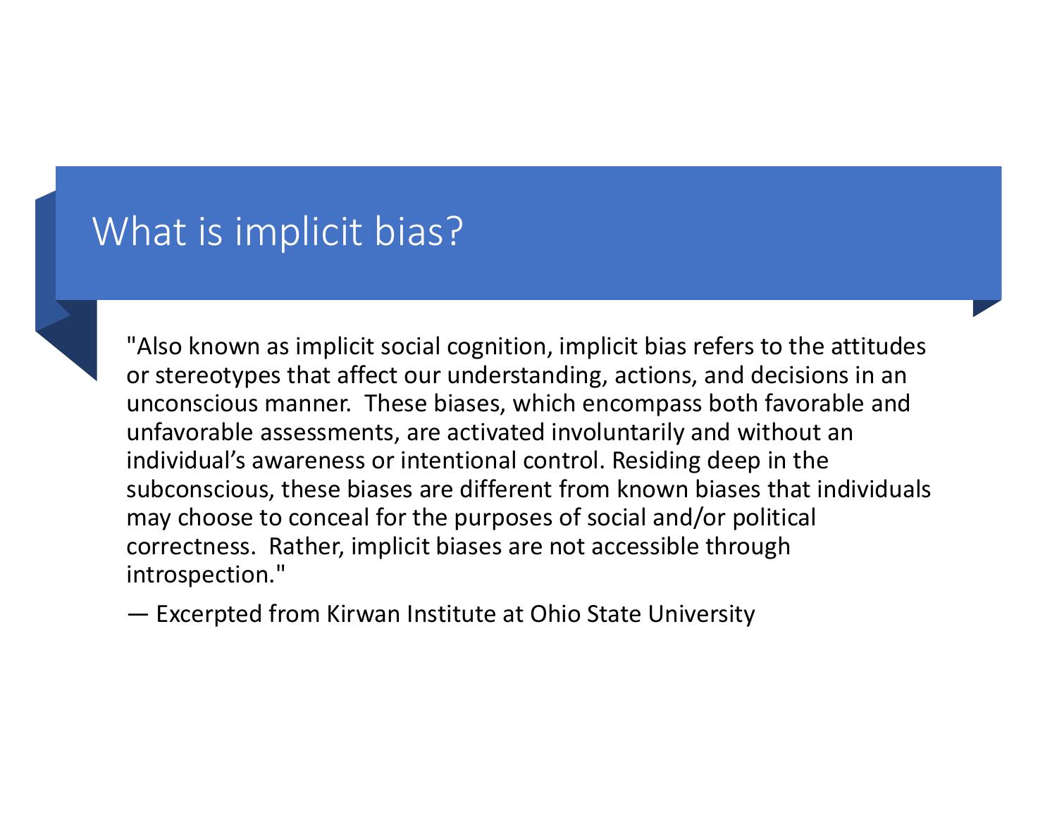# What is implicit bias?

"Also known as implicit social cognition, implicit bias refers to the attitudes or stereotypes that affect our understanding, actions, and decisions in an unconscious manner. These biases, which encompass both favorable and unfavorable assessments, are activated involuntarily and without an individual's awareness or intentional control. Residing deep in the subconscious, these biases are different from known biases that individuals may choose to conceal for the purposes of social and/or political correctness. Rather, implicit biases are not accessible through introspection."

— Excerpted from Kirwan Institute at Ohio State University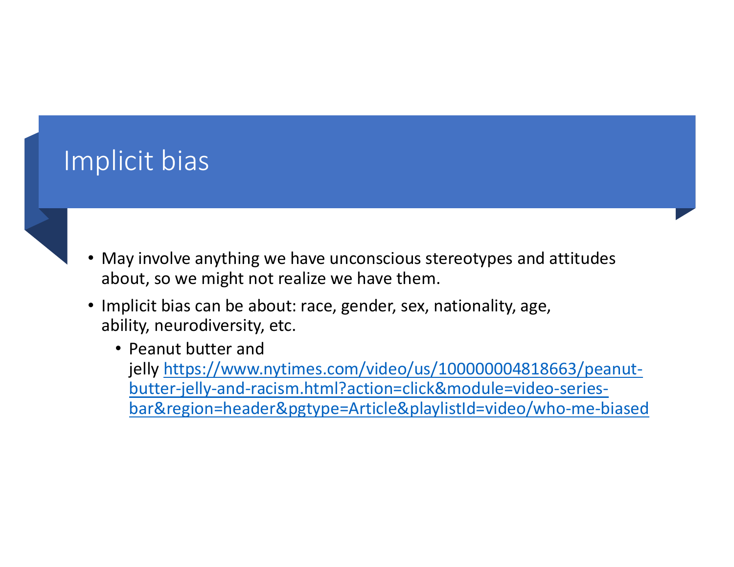# Implicit bias

- May involve anything we have unconscious stereotypes and attitudes about, so we might not realize we have them.
- Implicit bias can be about: race, gender, sex, nationality, age, ability, neurodiversity, etc.
  - Peanut butter and jelly https://www.nytimes.com/video/us/100000004818663/peanut-butter-jelly-and-racism.html?action=click&module=video-series-bar&region=header&pgtype=Article&playlistId=video/who-me-biased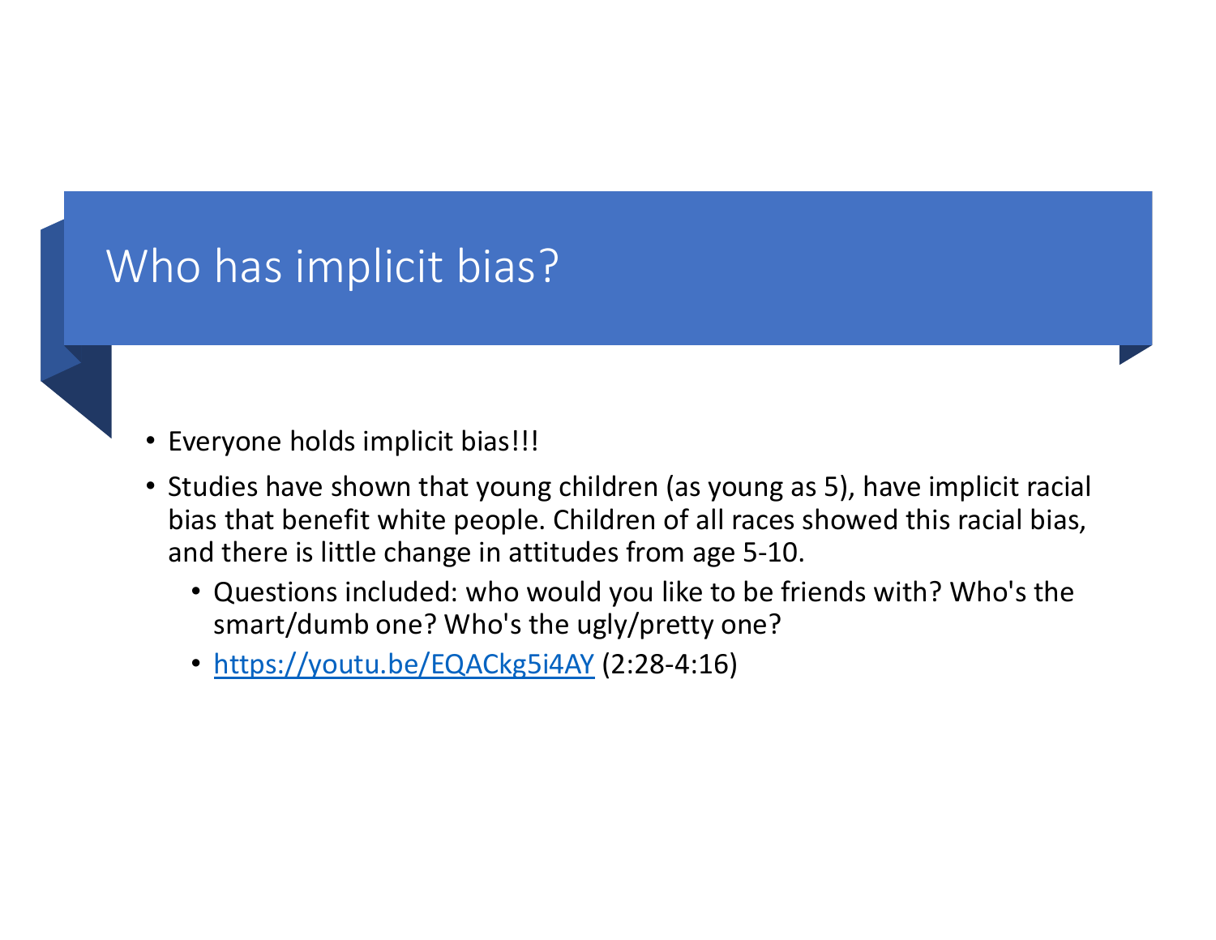# Who has implicit bias?

- Everyone holds implicit bias!!!
- Studies have shown that young children (as young as 5), have implicit racial bias that benefit white people. Children of all races showed this racial bias, and there is little change in attitudes from age 5-10.
  - Questions included: who would you like to be friends with? Who's the smart/dumb one? Who's the ugly/pretty one?
  - [https://youtu.be/EQACkg5i4AY](https://youtu.be/EQACkg5i4AY) (2:28-4:16)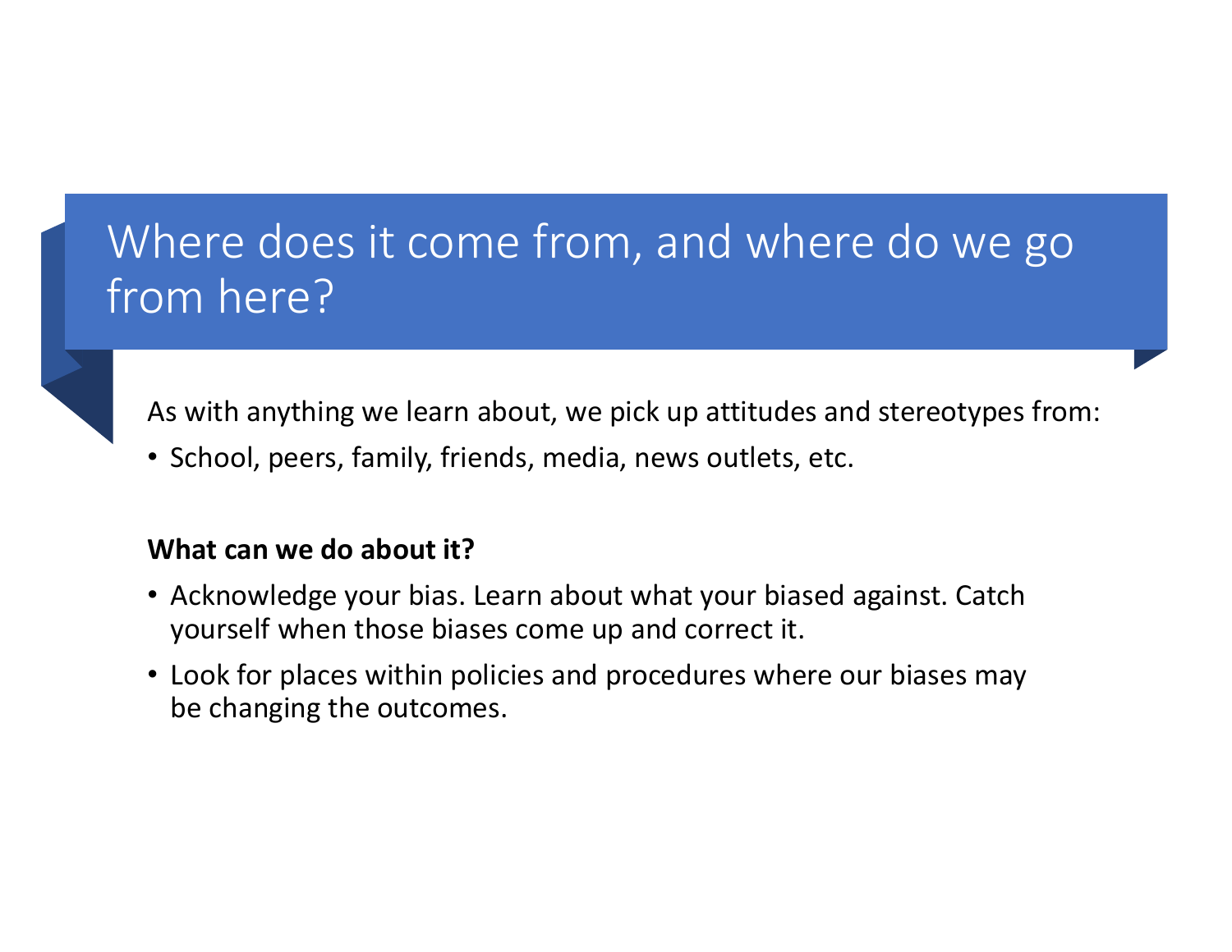# Where does it come from, and where do we go from here?

As with anything we learn about, we pick up attitudes and stereotypes from:

- School, peers, family, friends, media, news outlets, etc.

**What can we do about it?**

- Acknowledge your bias. Learn about what your biased against. Catch yourself when those biases come up and correct it.
- Look for places within policies and procedures where our biases may be changing the outcomes.